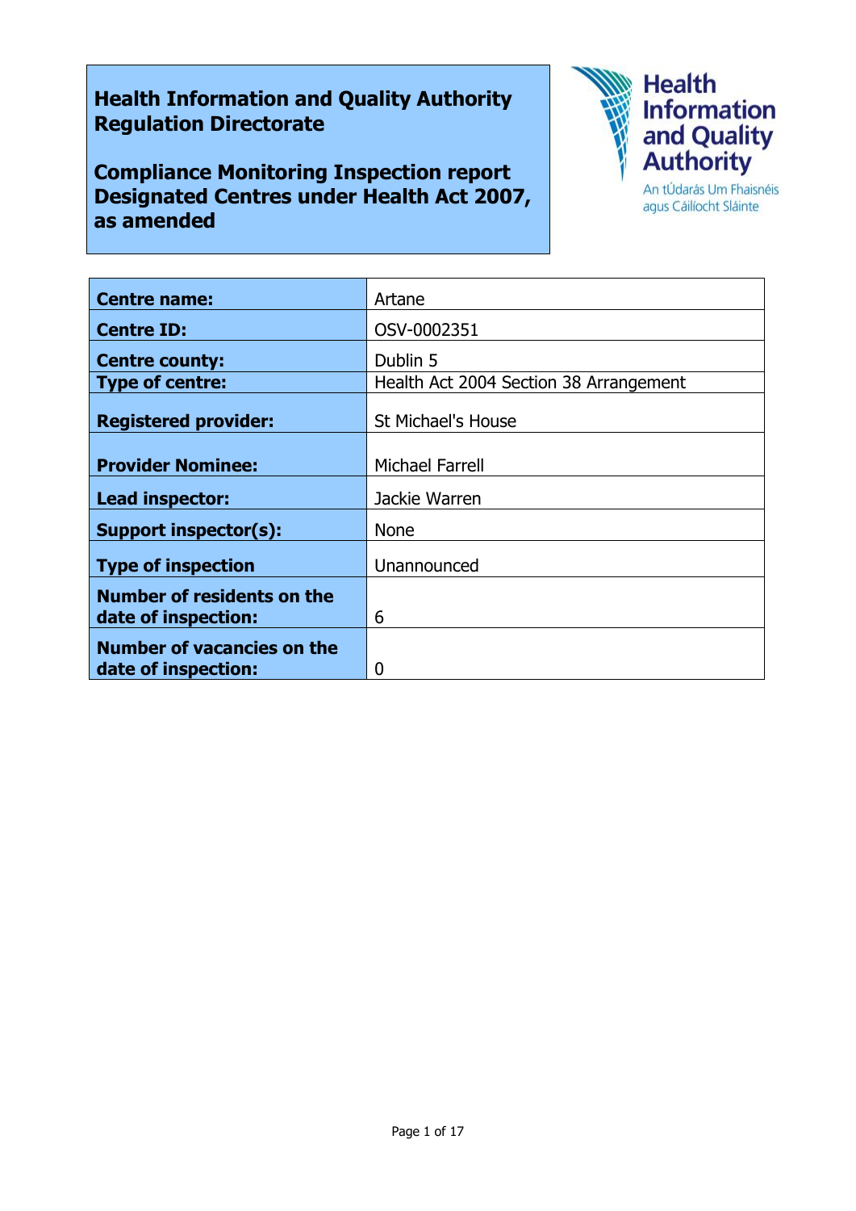# Health Information and Quality Authority Regulation Directorate

## Compliance Monitoring Inspection report Designated Centres under Health Act 2007, as amended

Health Information and Quality Authority

An tÚdarás Um Fhaisnéis agus Cáilíocht Sláinte

| | |
|---|---|
| **Centre name:** | Artane |
| **Centre ID:** | OSV-0002351 |
| **Centre county:** | Dublin 5 |
| **Type of centre:** | Health Act 2004 Section 38 Arrangement |
| **Registered provider:** | St Michael's House |
| **Provider Nominee:** | Michael Farrell |
| **Lead inspector:** | Jackie Warren |
| **Support inspector(s):** | None |
| **Type of inspection** | Unannounced |
| **Number of residents on the date of inspection:** | 6 |
| **Number of vacancies on the date of inspection:** | 0 |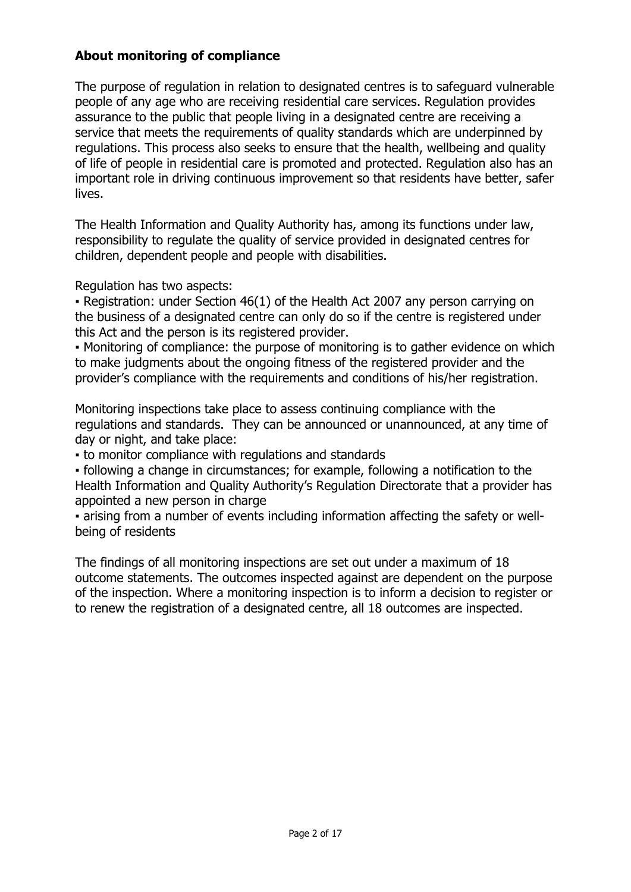## About monitoring of compliance

The purpose of regulation in relation to designated centres is to safeguard vulnerable people of any age who are receiving residential care services. Regulation provides assurance to the public that people living in a designated centre are receiving a service that meets the requirements of quality standards which are underpinned by regulations. This process also seeks to ensure that the health, wellbeing and quality of life of people in residential care is promoted and protected. Regulation also has an important role in driving continuous improvement so that residents have better, safer lives.

The Health Information and Quality Authority has, among its functions under law, responsibility to regulate the quality of service provided in designated centres for children, dependent people and people with disabilities.

Regulation has two aspects:

- Registration: under Section 46(1) of the Health Act 2007 any person carrying on the business of a designated centre can only do so if the centre is registered under this Act and the person is its registered provider.
- Monitoring of compliance: the purpose of monitoring is to gather evidence on which to make judgments about the ongoing fitness of the registered provider and the provider's compliance with the requirements and conditions of his/her registration.

Monitoring inspections take place to assess continuing compliance with the regulations and standards. They can be announced or unannounced, at any time of day or night, and take place:

- to monitor compliance with regulations and standards
- following a change in circumstances; for example, following a notification to the Health Information and Quality Authority's Regulation Directorate that a provider has appointed a new person in charge
- arising from a number of events including information affecting the safety or well-being of residents

The findings of all monitoring inspections are set out under a maximum of 18 outcome statements. The outcomes inspected against are dependent on the purpose of the inspection. Where a monitoring inspection is to inform a decision to register or to renew the registration of a designated centre, all 18 outcomes are inspected.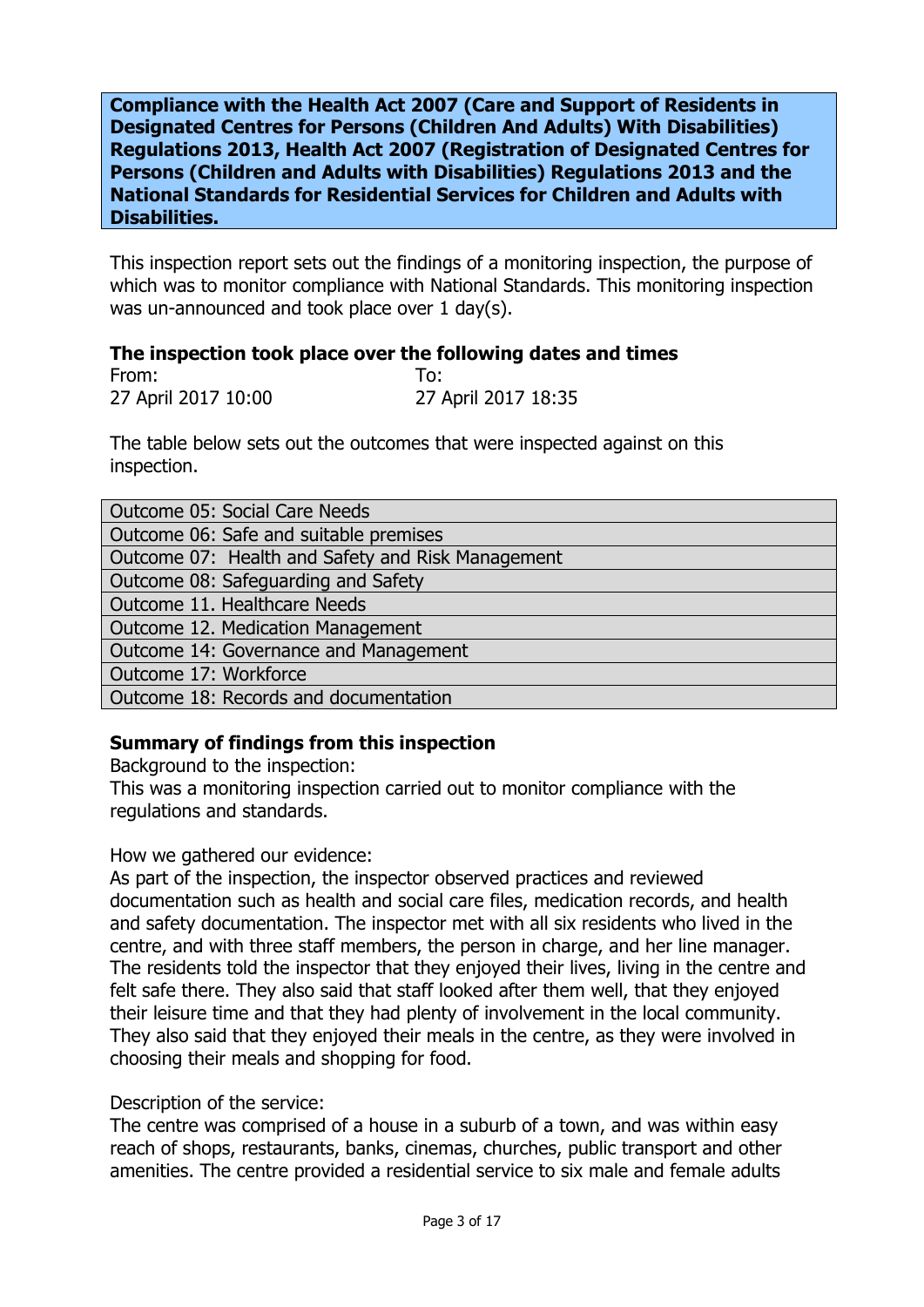**Compliance with the Health Act 2007 (Care and Support of Residents in Designated Centres for Persons (Children And Adults) With Disabilities) Regulations 2013, Health Act 2007 (Registration of Designated Centres for Persons (Children and Adults with Disabilities) Regulations 2013 and the National Standards for Residential Services for Children and Adults with Disabilities.**

This inspection report sets out the findings of a monitoring inspection, the purpose of which was to monitor compliance with National Standards. This monitoring inspection was un-announced and took place over 1 day(s).

**The inspection took place over the following dates and times**

| From: | To: |
| --- | --- |
| 27 April 2017 10:00 | 27 April 2017 18:35 |

The table below sets out the outcomes that were inspected against on this inspection.

| Outcome |
| --- |
| Outcome 05: Social Care Needs |
| Outcome 06: Safe and suitable premises |
| Outcome 07: Health and Safety and Risk Management |
| Outcome 08: Safeguarding and Safety |
| Outcome 11. Healthcare Needs |
| Outcome 12. Medication Management |
| Outcome 14: Governance and Management |
| Outcome 17: Workforce |
| Outcome 18: Records and documentation |

**Summary of findings from this inspection**

Background to the inspection:
This was a monitoring inspection carried out to monitor compliance with the regulations and standards.

How we gathered our evidence:
As part of the inspection, the inspector observed practices and reviewed documentation such as health and social care files, medication records, and health and safety documentation. The inspector met with all six residents who lived in the centre, and with three staff members, the person in charge, and her line manager. The residents told the inspector that they enjoyed their lives, living in the centre and felt safe there. They also said that staff looked after them well, that they enjoyed their leisure time and that they had plenty of involvement in the local community. They also said that they enjoyed their meals in the centre, as they were involved in choosing their meals and shopping for food.

Description of the service:
The centre was comprised of a house in a suburb of a town, and was within easy reach of shops, restaurants, banks, cinemas, churches, public transport and other amenities. The centre provided a residential service to six male and female adults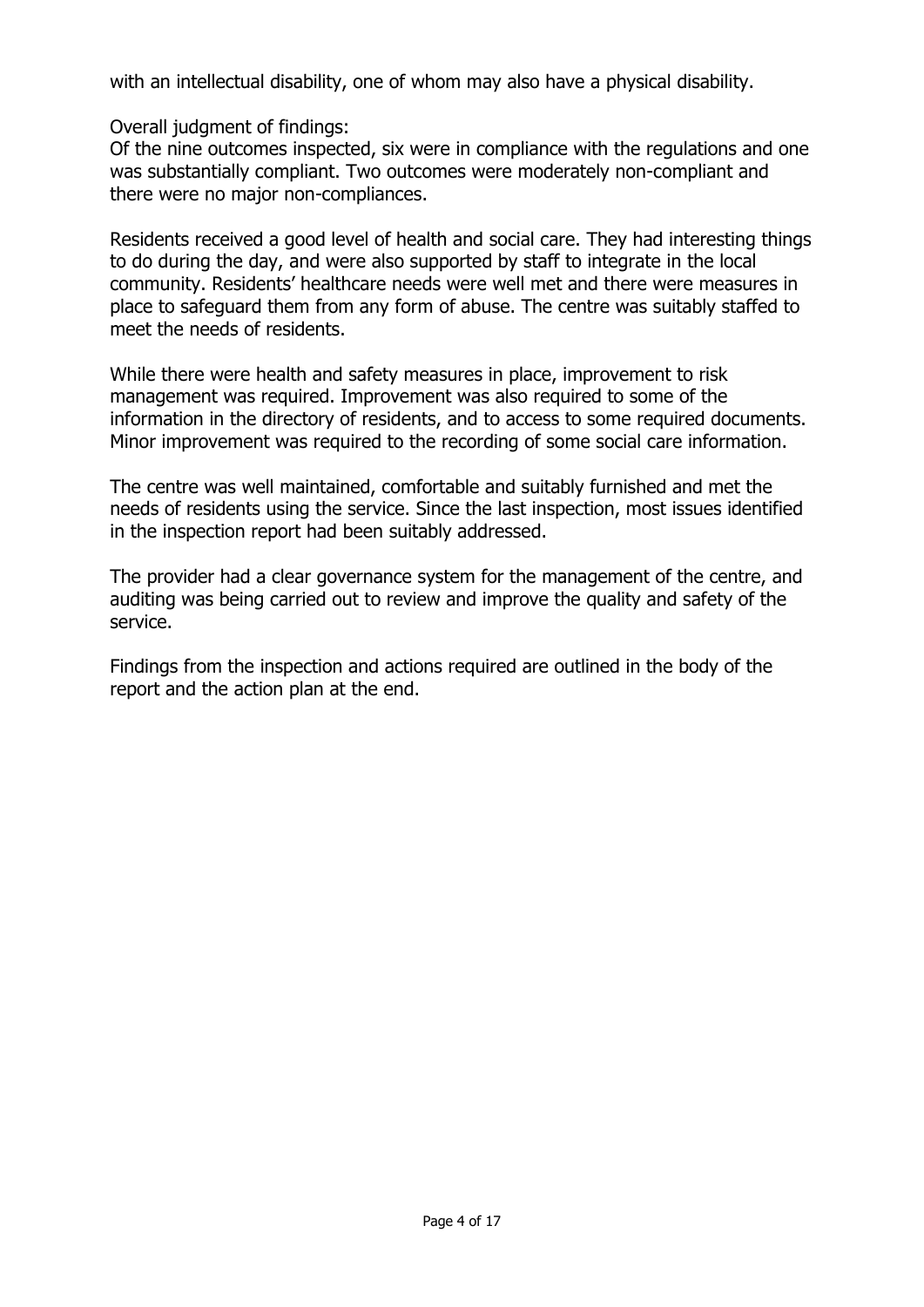with an intellectual disability, one of whom may also have a physical disability.

Overall judgment of findings:
Of the nine outcomes inspected, six were in compliance with the regulations and one was substantially compliant. Two outcomes were moderately non-compliant and there were no major non-compliances.

Residents received a good level of health and social care. They had interesting things to do during the day, and were also supported by staff to integrate in the local community. Residents' healthcare needs were well met and there were measures in place to safeguard them from any form of abuse. The centre was suitably staffed to meet the needs of residents.

While there were health and safety measures in place, improvement to risk management was required. Improvement was also required to some of the information in the directory of residents, and to access to some required documents. Minor improvement was required to the recording of some social care information.

The centre was well maintained, comfortable and suitably furnished and met the needs of residents using the service. Since the last inspection, most issues identified in the inspection report had been suitably addressed.

The provider had a clear governance system for the management of the centre, and auditing was being carried out to review and improve the quality and safety of the service.

Findings from the inspection and actions required are outlined in the body of the report and the action plan at the end.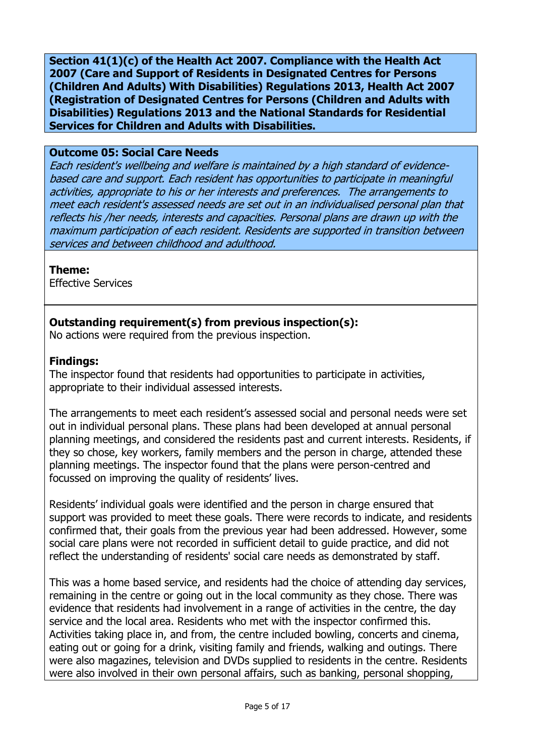**Section 41(1)(c) of the Health Act 2007. Compliance with the Health Act 2007 (Care and Support of Residents in Designated Centres for Persons (Children And Adults) With Disabilities) Regulations 2013, Health Act 2007 (Registration of Designated Centres for Persons (Children and Adults with Disabilities) Regulations 2013 and the National Standards for Residential Services for Children and Adults with Disabilities.**

**Outcome 05: Social Care Needs**

*Each resident's wellbeing and welfare is maintained by a high standard of evidence-based care and support. Each resident has opportunities to participate in meaningful activities, appropriate to his or her interests and preferences. The arrangements to meet each resident's assessed needs are set out in an individualised personal plan that reflects his /her needs, interests and capacities. Personal plans are drawn up with the maximum participation of each resident. Residents are supported in transition between services and between childhood and adulthood.*

**Theme:**
Effective Services

**Outstanding requirement(s) from previous inspection(s):**
No actions were required from the previous inspection.

**Findings:**
The inspector found that residents had opportunities to participate in activities, appropriate to their individual assessed interests.

The arrangements to meet each resident's assessed social and personal needs were set out in individual personal plans. These plans had been developed at annual personal planning meetings, and considered the residents past and current interests. Residents, if they so chose, key workers, family members and the person in charge, attended these planning meetings. The inspector found that the plans were person-centred and focussed on improving the quality of residents' lives.

Residents' individual goals were identified and the person in charge ensured that support was provided to meet these goals. There were records to indicate, and residents confirmed that, their goals from the previous year had been addressed. However, some social care plans were not recorded in sufficient detail to guide practice, and did not reflect the understanding of residents' social care needs as demonstrated by staff.

This was a home based service, and residents had the choice of attending day services, remaining in the centre or going out in the local community as they chose. There was evidence that residents had involvement in a range of activities in the centre, the day service and the local area. Residents who met with the inspector confirmed this. Activities taking place in, and from, the centre included bowling, concerts and cinema, eating out or going for a drink, visiting family and friends, walking and outings. There were also magazines, television and DVDs supplied to residents in the centre. Residents were also involved in their own personal affairs, such as banking, personal shopping,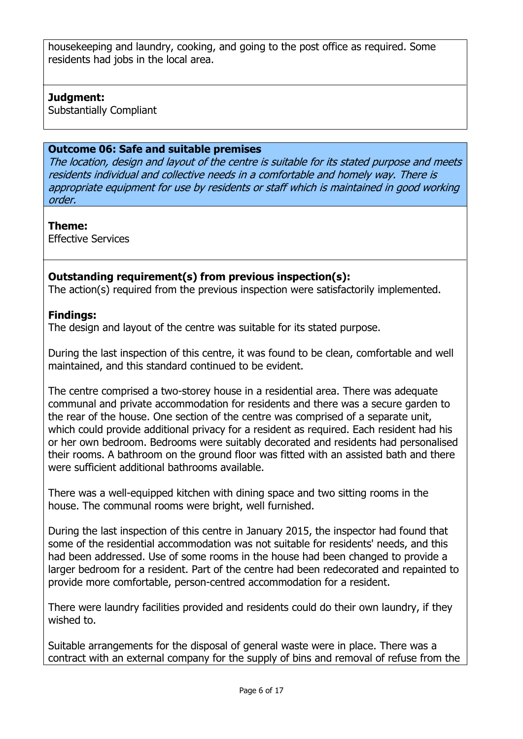housekeeping and laundry, cooking, and going to the post office as required. Some residents had jobs in the local area.

**Judgment:**
Substantially Compliant

**Outcome 06: Safe and suitable premises**
*The location, design and layout of the centre is suitable for its stated purpose and meets residents individual and collective needs in a comfortable and homely way. There is appropriate equipment for use by residents or staff which is maintained in good working order.*

**Theme:**
Effective Services

**Outstanding requirement(s) from previous inspection(s):**
The action(s) required from the previous inspection were satisfactorily implemented.

**Findings:**
The design and layout of the centre was suitable for its stated purpose.

During the last inspection of this centre, it was found to be clean, comfortable and well maintained, and this standard continued to be evident.

The centre comprised a two-storey house in a residential area. There was adequate communal and private accommodation for residents and there was a secure garden to the rear of the house. One section of the centre was comprised of a separate unit, which could provide additional privacy for a resident as required. Each resident had his or her own bedroom. Bedrooms were suitably decorated and residents had personalised their rooms. A bathroom on the ground floor was fitted with an assisted bath and there were sufficient additional bathrooms available.

There was a well-equipped kitchen with dining space and two sitting rooms in the house. The communal rooms were bright, well furnished.

During the last inspection of this centre in January 2015, the inspector had found that some of the residential accommodation was not suitable for residents' needs, and this had been addressed. Use of some rooms in the house had been changed to provide a larger bedroom for a resident. Part of the centre had been redecorated and repainted to provide more comfortable, person-centred accommodation for a resident.

There were laundry facilities provided and residents could do their own laundry, if they wished to.

Suitable arrangements for the disposal of general waste were in place. There was a contract with an external company for the supply of bins and removal of refuse from the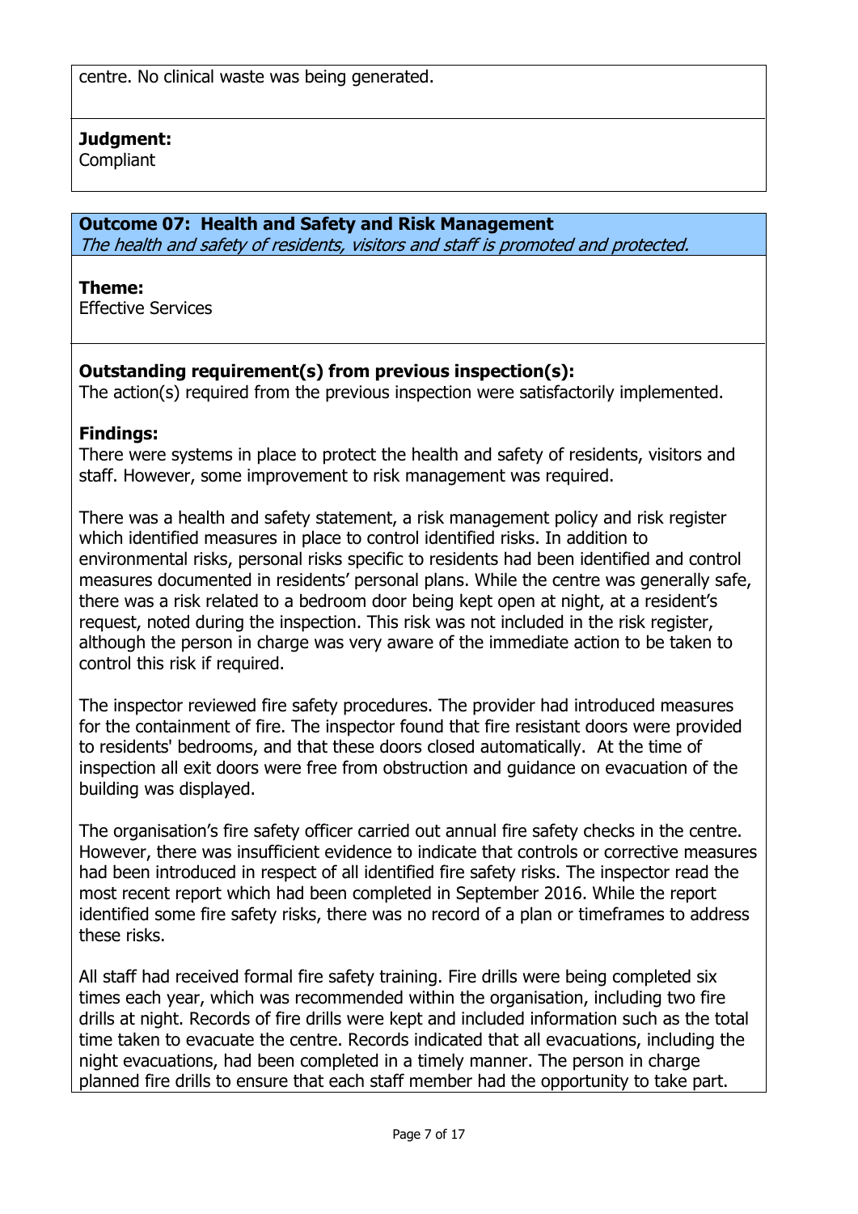centre. No clinical waste was being generated.

**Judgment:**
Compliant

**Outcome 07: Health and Safety and Risk Management**
*The health and safety of residents, visitors and staff is promoted and protected.*

**Theme:**
Effective Services

**Outstanding requirement(s) from previous inspection(s):**
The action(s) required from the previous inspection were satisfactorily implemented.

**Findings:**
There were systems in place to protect the health and safety of residents, visitors and staff. However, some improvement to risk management was required.

There was a health and safety statement, a risk management policy and risk register which identified measures in place to control identified risks. In addition to environmental risks, personal risks specific to residents had been identified and control measures documented in residents' personal plans. While the centre was generally safe, there was a risk related to a bedroom door being kept open at night, at a resident's request, noted during the inspection. This risk was not included in the risk register, although the person in charge was very aware of the immediate action to be taken to control this risk if required.

The inspector reviewed fire safety procedures. The provider had introduced measures for the containment of fire. The inspector found that fire resistant doors were provided to residents' bedrooms, and that these doors closed automatically. At the time of inspection all exit doors were free from obstruction and guidance on evacuation of the building was displayed.

The organisation's fire safety officer carried out annual fire safety checks in the centre. However, there was insufficient evidence to indicate that controls or corrective measures had been introduced in respect of all identified fire safety risks. The inspector read the most recent report which had been completed in September 2016. While the report identified some fire safety risks, there was no record of a plan or timeframes to address these risks.

All staff had received formal fire safety training. Fire drills were being completed six times each year, which was recommended within the organisation, including two fire drills at night. Records of fire drills were kept and included information such as the total time taken to evacuate the centre. Records indicated that all evacuations, including the night evacuations, had been completed in a timely manner. The person in charge planned fire drills to ensure that each staff member had the opportunity to take part.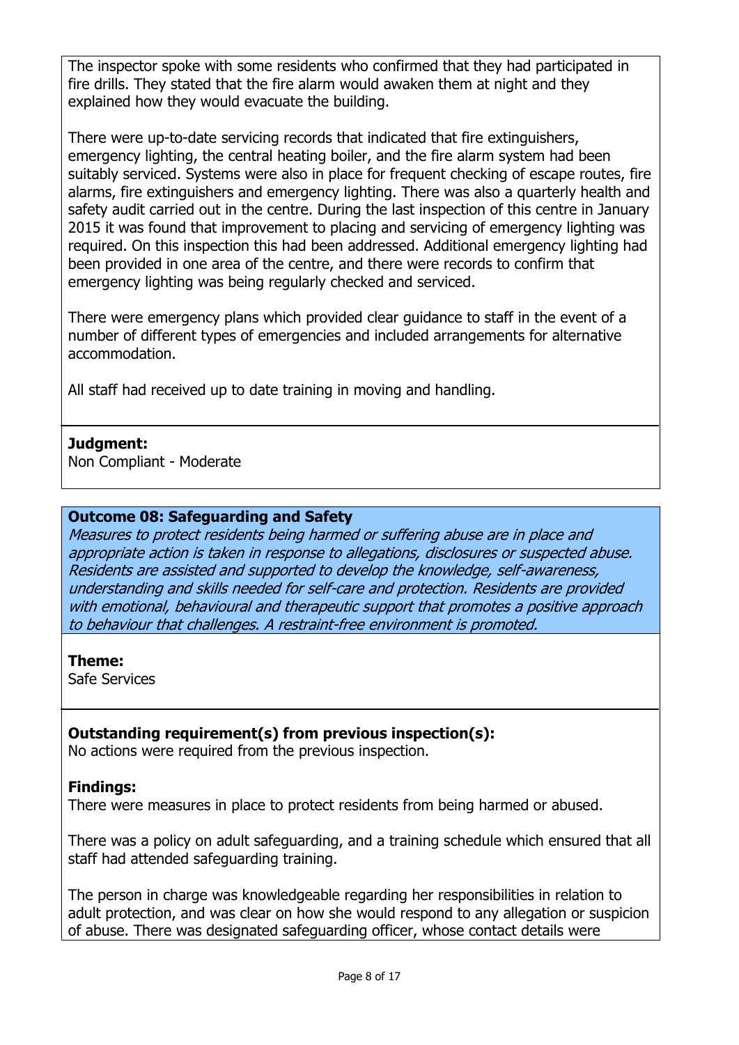The inspector spoke with some residents who confirmed that they had participated in fire drills. They stated that the fire alarm would awaken them at night and they explained how they would evacuate the building.

There were up-to-date servicing records that indicated that fire extinguishers, emergency lighting, the central heating boiler, and the fire alarm system had been suitably serviced. Systems were also in place for frequent checking of escape routes, fire alarms, fire extinguishers and emergency lighting. There was also a quarterly health and safety audit carried out in the centre. During the last inspection of this centre in January 2015 it was found that improvement to placing and servicing of emergency lighting was required. On this inspection this had been addressed. Additional emergency lighting had been provided in one area of the centre, and there were records to confirm that emergency lighting was being regularly checked and serviced.

There were emergency plans which provided clear guidance to staff in the event of a number of different types of emergencies and included arrangements for alternative accommodation.

All staff had received up to date training in moving and handling.

**Judgment:**
Non Compliant - Moderate

### Outcome 08: Safeguarding and Safety

*Measures to protect residents being harmed or suffering abuse are in place and appropriate action is taken in response to allegations, disclosures or suspected abuse. Residents are assisted and supported to develop the knowledge, self-awareness, understanding and skills needed for self-care and protection. Residents are provided with emotional, behavioural and therapeutic support that promotes a positive approach to behaviour that challenges. A restraint-free environment is promoted.*

**Theme:**
Safe Services

**Outstanding requirement(s) from previous inspection(s):**
No actions were required from the previous inspection.

**Findings:**
There were measures in place to protect residents from being harmed or abused.

There was a policy on adult safeguarding, and a training schedule which ensured that all staff had attended safeguarding training.

The person in charge was knowledgeable regarding her responsibilities in relation to adult protection, and was clear on how she would respond to any allegation or suspicion of abuse. There was designated safeguarding officer, whose contact details were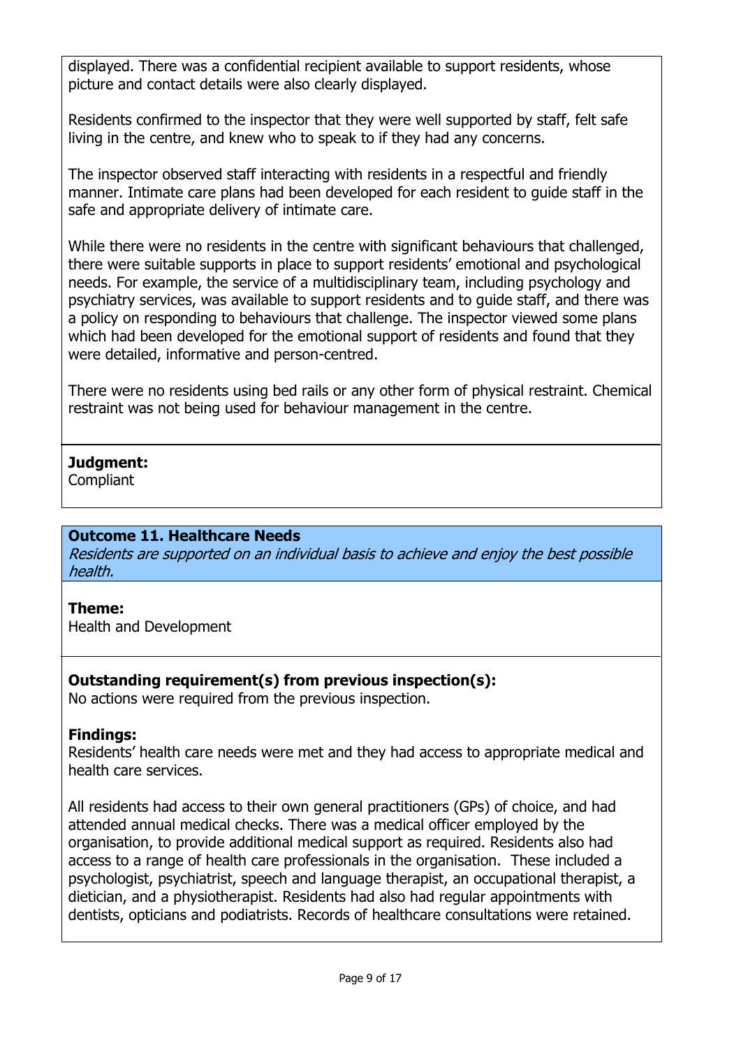displayed. There was a confidential recipient available to support residents, whose picture and contact details were also clearly displayed.

Residents confirmed to the inspector that they were well supported by staff, felt safe living in the centre, and knew who to speak to if they had any concerns.

The inspector observed staff interacting with residents in a respectful and friendly manner. Intimate care plans had been developed for each resident to guide staff in the safe and appropriate delivery of intimate care.

While there were no residents in the centre with significant behaviours that challenged, there were suitable supports in place to support residents' emotional and psychological needs. For example, the service of a multidisciplinary team, including psychology and psychiatry services, was available to support residents and to guide staff, and there was a policy on responding to behaviours that challenge. The inspector viewed some plans which had been developed for the emotional support of residents and found that they were detailed, informative and person-centred.

There were no residents using bed rails or any other form of physical restraint. Chemical restraint was not being used for behaviour management in the centre.

**Judgment:**
Compliant

### Outcome 11. Healthcare Needs

*Residents are supported on an individual basis to achieve and enjoy the best possible health.*

**Theme:**
Health and Development

**Outstanding requirement(s) from previous inspection(s):**
No actions were required from the previous inspection.

**Findings:**
Residents' health care needs were met and they had access to appropriate medical and health care services.

All residents had access to their own general practitioners (GPs) of choice, and had attended annual medical checks. There was a medical officer employed by the organisation, to provide additional medical support as required. Residents also had access to a range of health care professionals in the organisation. These included a psychologist, psychiatrist, speech and language therapist, an occupational therapist, a dietician, and a physiotherapist. Residents had also had regular appointments with dentists, opticians and podiatrists. Records of healthcare consultations were retained.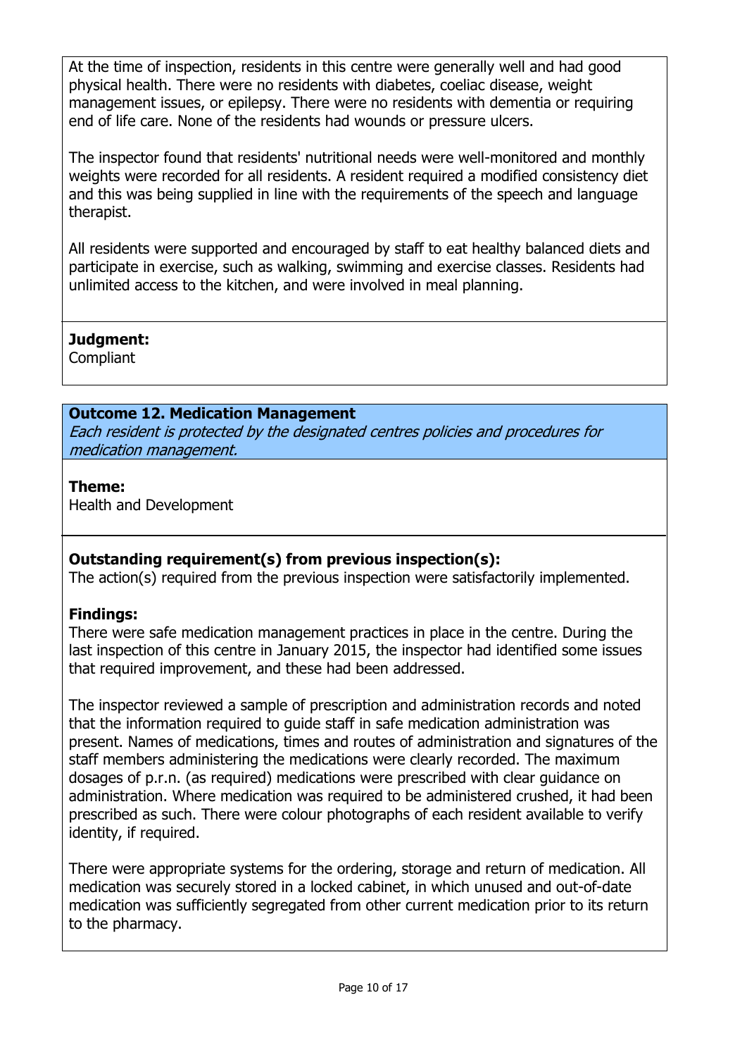At the time of inspection, residents in this centre were generally well and had good physical health. There were no residents with diabetes, coeliac disease, weight management issues, or epilepsy. There were no residents with dementia or requiring end of life care. None of the residents had wounds or pressure ulcers.

The inspector found that residents' nutritional needs were well-monitored and monthly weights were recorded for all residents. A resident required a modified consistency diet and this was being supplied in line with the requirements of the speech and language therapist.

All residents were supported and encouraged by staff to eat healthy balanced diets and participate in exercise, such as walking, swimming and exercise classes. Residents had unlimited access to the kitchen, and were involved in meal planning.

**Judgment:**
Compliant

**Outcome 12. Medication Management**
*Each resident is protected by the designated centres policies and procedures for medication management.*

**Theme:**
Health and Development

**Outstanding requirement(s) from previous inspection(s):**
The action(s) required from the previous inspection were satisfactorily implemented.

**Findings:**
There were safe medication management practices in place in the centre. During the last inspection of this centre in January 2015, the inspector had identified some issues that required improvement, and these had been addressed.

The inspector reviewed a sample of prescription and administration records and noted that the information required to guide staff in safe medication administration was present. Names of medications, times and routes of administration and signatures of the staff members administering the medications were clearly recorded. The maximum dosages of p.r.n. (as required) medications were prescribed with clear guidance on administration. Where medication was required to be administered crushed, it had been prescribed as such. There were colour photographs of each resident available to verify identity, if required.

There were appropriate systems for the ordering, storage and return of medication. All medication was securely stored in a locked cabinet, in which unused and out-of-date medication was sufficiently segregated from other current medication prior to its return to the pharmacy.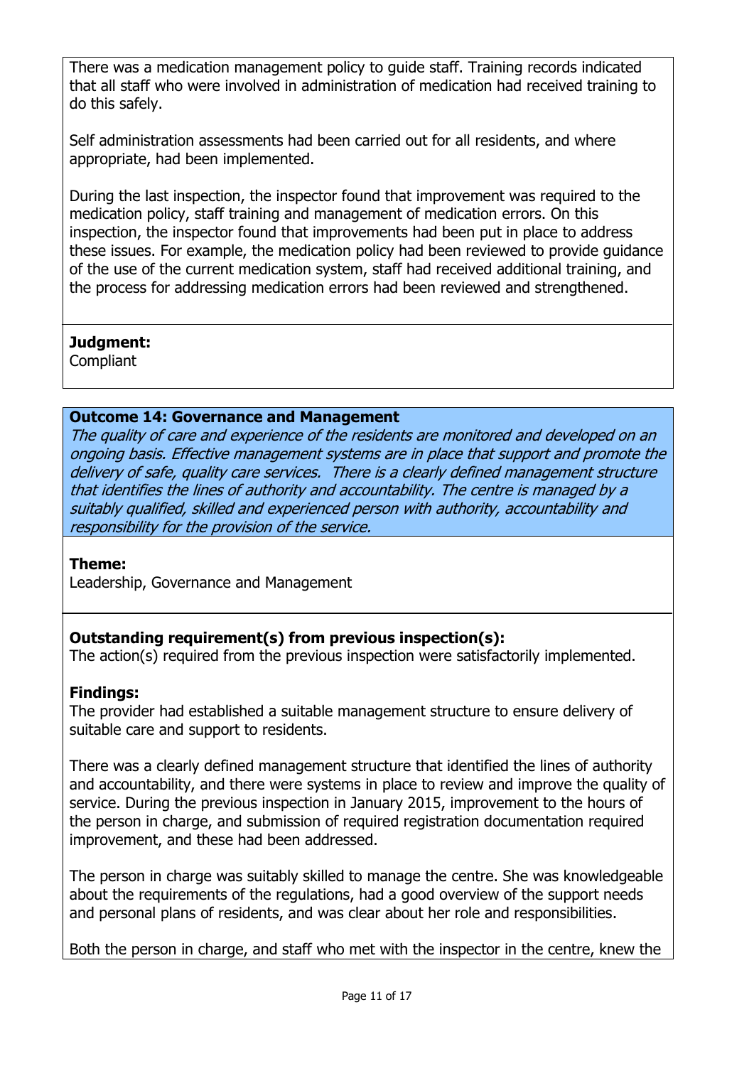There was a medication management policy to guide staff. Training records indicated that all staff who were involved in administration of medication had received training to do this safely.

Self administration assessments had been carried out for all residents, and where appropriate, had been implemented.

During the last inspection, the inspector found that improvement was required to the medication policy, staff training and management of medication errors. On this inspection, the inspector found that improvements had been put in place to address these issues. For example, the medication policy had been reviewed to provide guidance of the use of the current medication system, staff had received additional training, and the process for addressing medication errors had been reviewed and strengthened.

**Judgment:**
Compliant

**Outcome 14: Governance and Management**
*The quality of care and experience of the residents are monitored and developed on an ongoing basis. Effective management systems are in place that support and promote the delivery of safe, quality care services. There is a clearly defined management structure that identifies the lines of authority and accountability. The centre is managed by a suitably qualified, skilled and experienced person with authority, accountability and responsibility for the provision of the service.*

**Theme:**
Leadership, Governance and Management

**Outstanding requirement(s) from previous inspection(s):**
The action(s) required from the previous inspection were satisfactorily implemented.

**Findings:**
The provider had established a suitable management structure to ensure delivery of suitable care and support to residents.

There was a clearly defined management structure that identified the lines of authority and accountability, and there were systems in place to review and improve the quality of service. During the previous inspection in January 2015, improvement to the hours of the person in charge, and submission of required registration documentation required improvement, and these had been addressed.

The person in charge was suitably skilled to manage the centre. She was knowledgeable about the requirements of the regulations, had a good overview of the support needs and personal plans of residents, and was clear about her role and responsibilities.

Both the person in charge, and staff who met with the inspector in the centre, knew the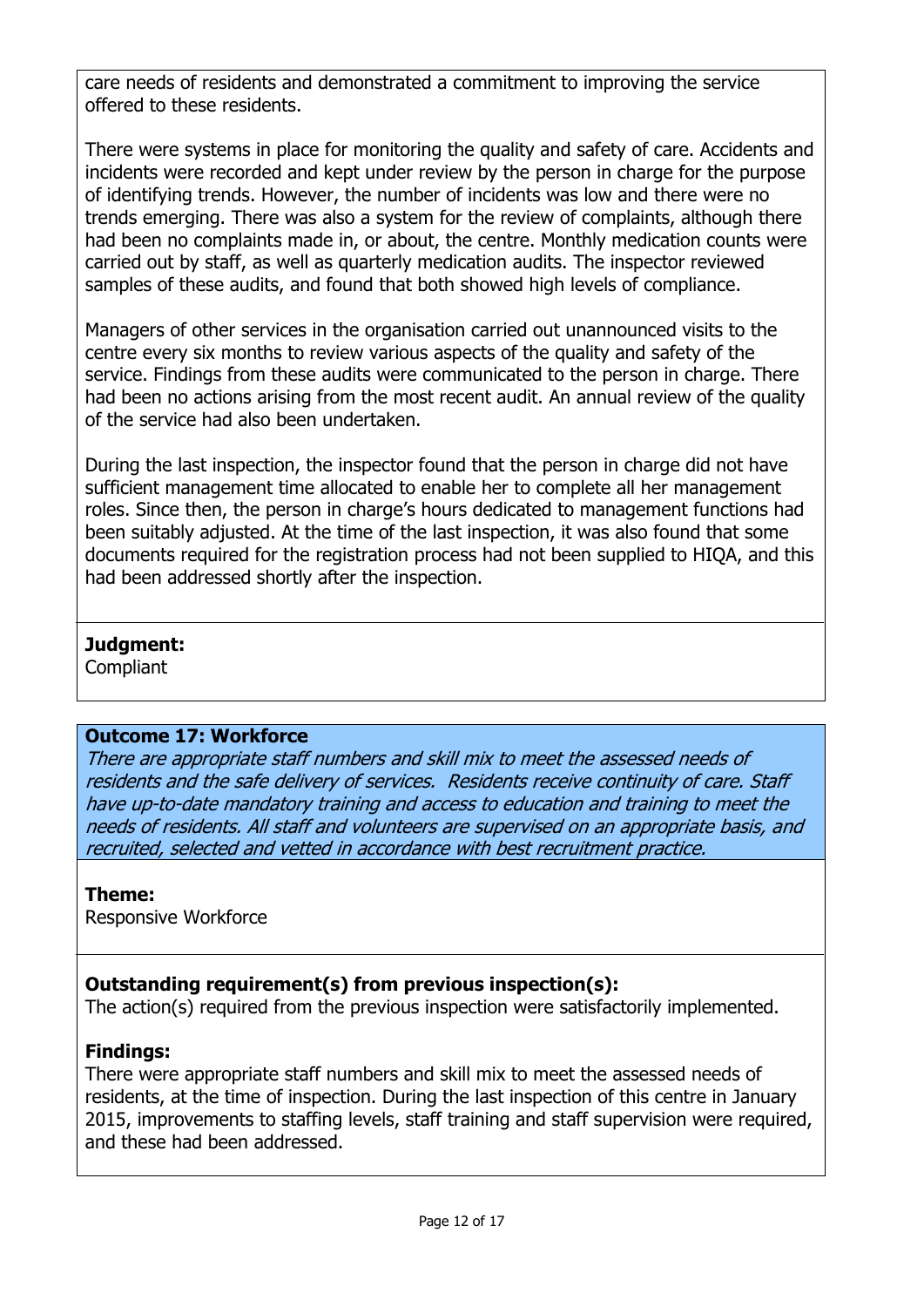care needs of residents and demonstrated a commitment to improving the service offered to these residents.

There were systems in place for monitoring the quality and safety of care. Accidents and incidents were recorded and kept under review by the person in charge for the purpose of identifying trends. However, the number of incidents was low and there were no trends emerging. There was also a system for the review of complaints, although there had been no complaints made in, or about, the centre. Monthly medication counts were carried out by staff, as well as quarterly medication audits. The inspector reviewed samples of these audits, and found that both showed high levels of compliance.

Managers of other services in the organisation carried out unannounced visits to the centre every six months to review various aspects of the quality and safety of the service. Findings from these audits were communicated to the person in charge. There had been no actions arising from the most recent audit. An annual review of the quality of the service had also been undertaken.

During the last inspection, the inspector found that the person in charge did not have sufficient management time allocated to enable her to complete all her management roles. Since then, the person in charge's hours dedicated to management functions had been suitably adjusted. At the time of the last inspection, it was also found that some documents required for the registration process had not been supplied to HIQA, and this had been addressed shortly after the inspection.

**Judgment:**
Compliant

**Outcome 17: Workforce**
*There are appropriate staff numbers and skill mix to meet the assessed needs of residents and the safe delivery of services. Residents receive continuity of care. Staff have up-to-date mandatory training and access to education and training to meet the needs of residents. All staff and volunteers are supervised on an appropriate basis, and recruited, selected and vetted in accordance with best recruitment practice.*

**Theme:**
Responsive Workforce

**Outstanding requirement(s) from previous inspection(s):**
The action(s) required from the previous inspection were satisfactorily implemented.

**Findings:**
There were appropriate staff numbers and skill mix to meet the assessed needs of residents, at the time of inspection. During the last inspection of this centre in January 2015, improvements to staffing levels, staff training and staff supervision were required, and these had been addressed.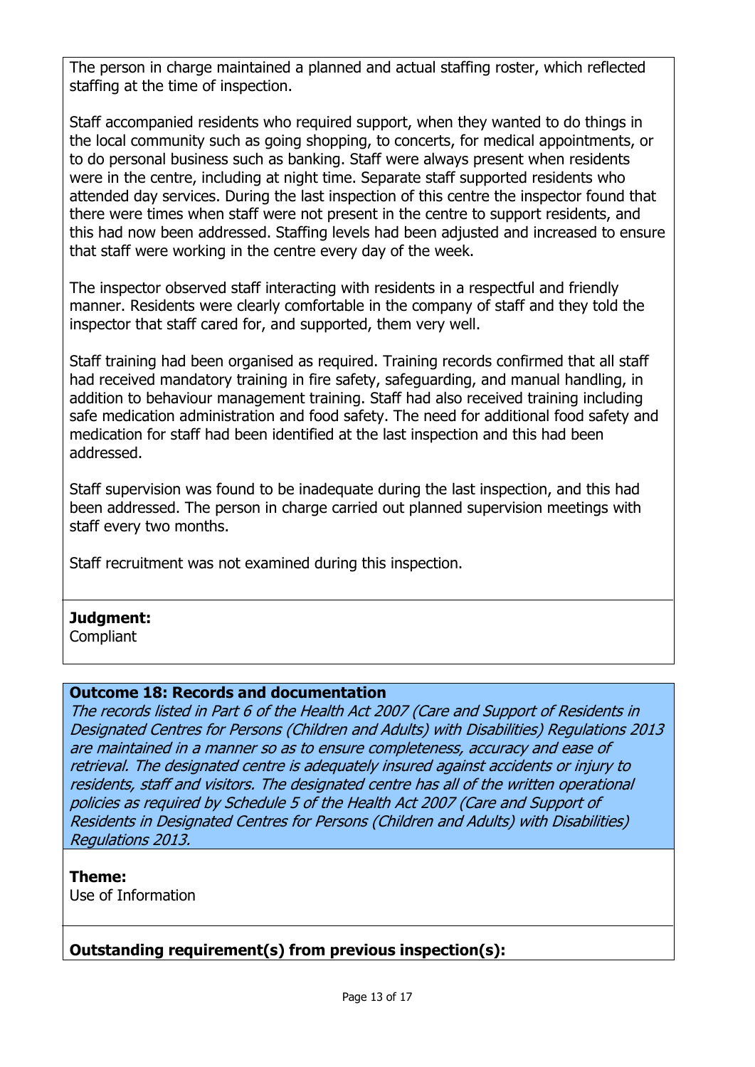The person in charge maintained a planned and actual staffing roster, which reflected staffing at the time of inspection.

Staff accompanied residents who required support, when they wanted to do things in the local community such as going shopping, to concerts, for medical appointments, or to do personal business such as banking. Staff were always present when residents were in the centre, including at night time. Separate staff supported residents who attended day services. During the last inspection of this centre the inspector found that there were times when staff were not present in the centre to support residents, and this had now been addressed. Staffing levels had been adjusted and increased to ensure that staff were working in the centre every day of the week.

The inspector observed staff interacting with residents in a respectful and friendly manner. Residents were clearly comfortable in the company of staff and they told the inspector that staff cared for, and supported, them very well.

Staff training had been organised as required. Training records confirmed that all staff had received mandatory training in fire safety, safeguarding, and manual handling, in addition to behaviour management training. Staff had also received training including safe medication administration and food safety. The need for additional food safety and medication for staff had been identified at the last inspection and this had been addressed.

Staff supervision was found to be inadequate during the last inspection, and this had been addressed. The person in charge carried out planned supervision meetings with staff every two months.

Staff recruitment was not examined during this inspection.

**Judgment:**
Compliant

**Outcome 18: Records and documentation**
*The records listed in Part 6 of the Health Act 2007 (Care and Support of Residents in Designated Centres for Persons (Children and Adults) with Disabilities) Regulations 2013 are maintained in a manner so as to ensure completeness, accuracy and ease of retrieval. The designated centre is adequately insured against accidents or injury to residents, staff and visitors. The designated centre has all of the written operational policies as required by Schedule 5 of the Health Act 2007 (Care and Support of Residents in Designated Centres for Persons (Children and Adults) with Disabilities) Regulations 2013.*

**Theme:**
Use of Information

**Outstanding requirement(s) from previous inspection(s):**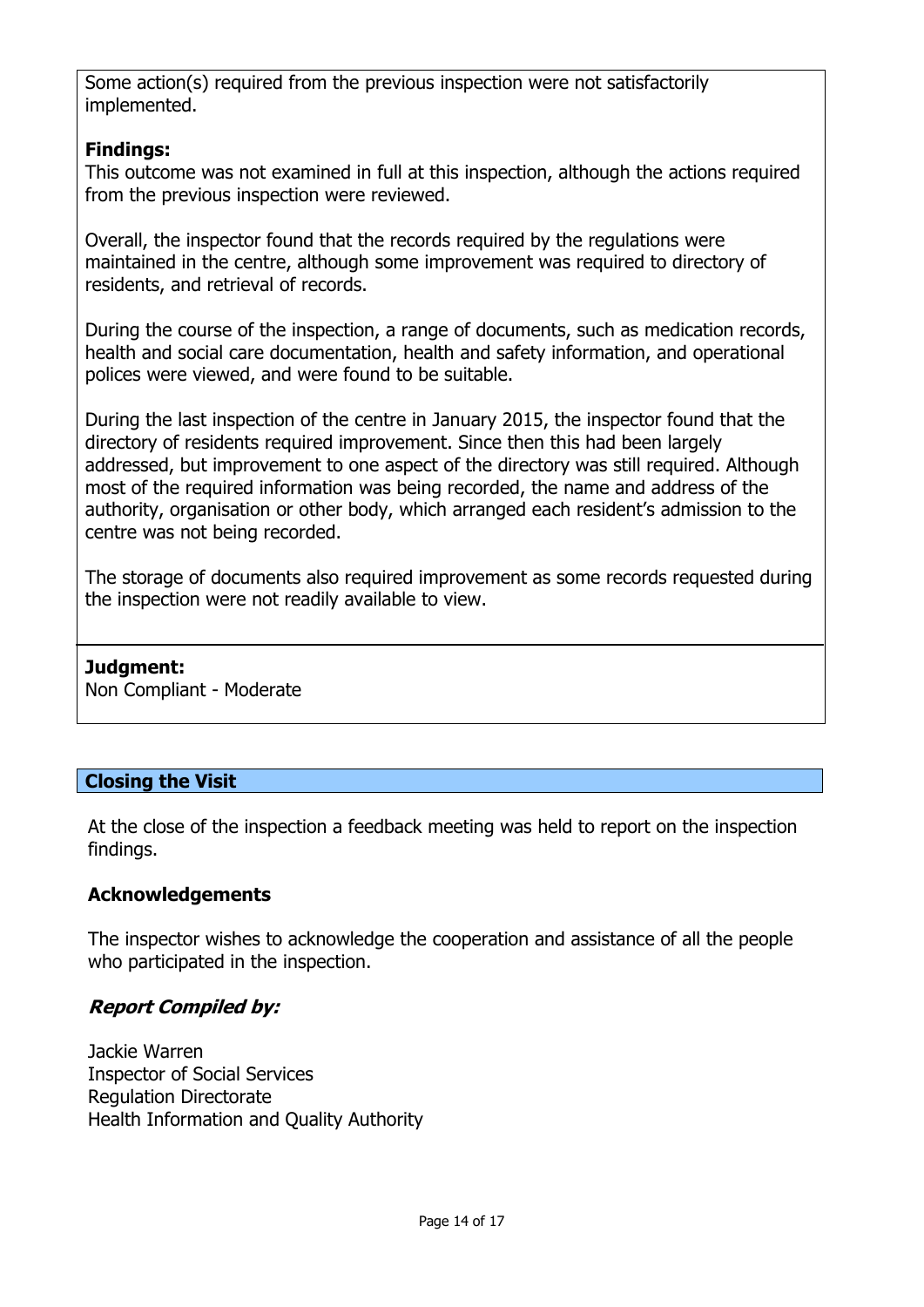Some action(s) required from the previous inspection were not satisfactorily implemented.

**Findings:**
This outcome was not examined in full at this inspection, although the actions required from the previous inspection were reviewed.

Overall, the inspector found that the records required by the regulations were maintained in the centre, although some improvement was required to directory of residents, and retrieval of records.

During the course of the inspection, a range of documents, such as medication records, health and social care documentation, health and safety information, and operational polices were viewed, and were found to be suitable.

During the last inspection of the centre in January 2015, the inspector found that the directory of residents required improvement. Since then this had been largely addressed, but improvement to one aspect of the directory was still required. Although most of the required information was being recorded, the name and address of the authority, organisation or other body, which arranged each resident's admission to the centre was not being recorded.

The storage of documents also required improvement as some records requested during the inspection were not readily available to view.

**Judgment:**
Non Compliant - Moderate

## Closing the Visit

At the close of the inspection a feedback meeting was held to report on the inspection findings.

### Acknowledgements

The inspector wishes to acknowledge the cooperation and assistance of all the people who participated in the inspection.

### *Report Compiled by:*

Jackie Warren
Inspector of Social Services
Regulation Directorate
Health Information and Quality Authority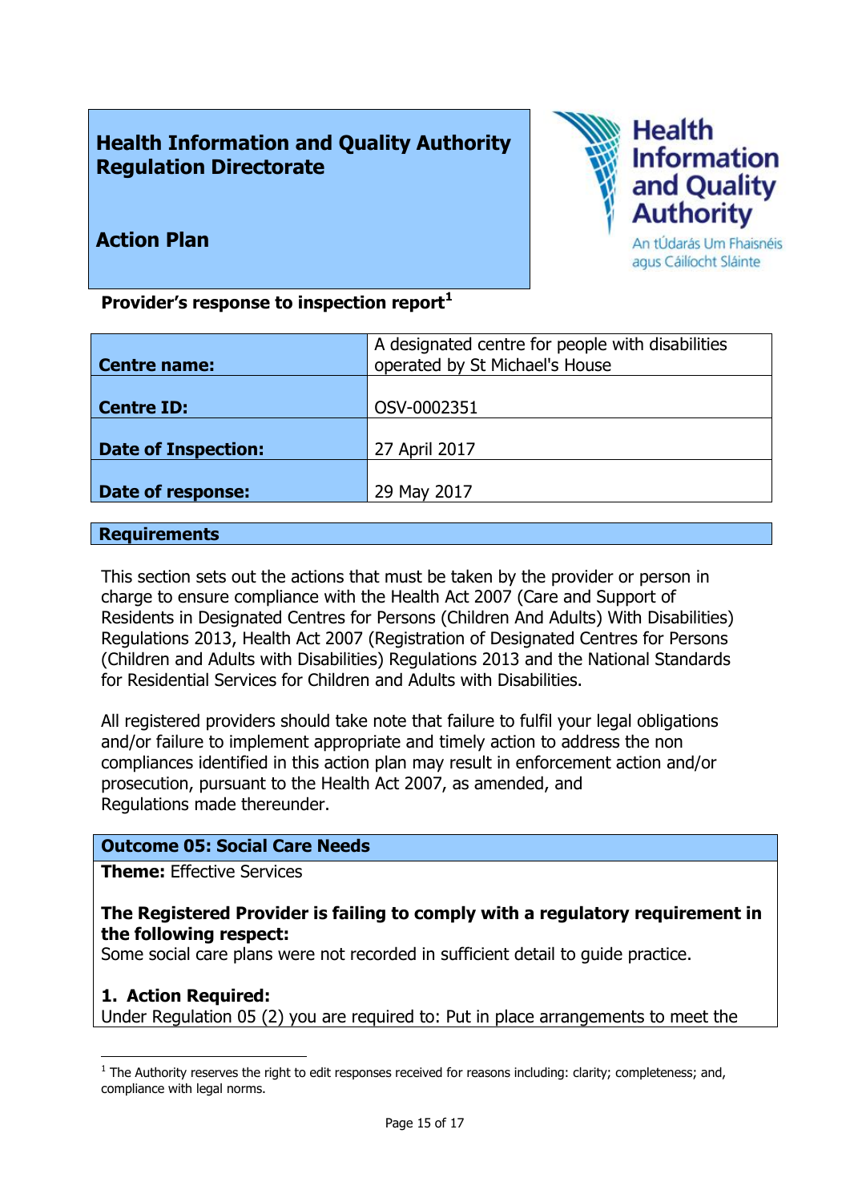**Health Information and Quality Authority Regulation Directorate**

**Action Plan**

**Health Information and Quality Authority**
An tÚdarás Um Fhaisnéis agus Cáilíocht Sláinte

**Provider's response to inspection report**[1]

| **Centre name:** | A designated centre for people with disabilities operated by St Michael's House |
|---|---|
| **Centre ID:** | OSV-0002351 |
| **Date of Inspection:** | 27 April 2017 |
| **Date of response:** | 29 May 2017 |

## Requirements

This section sets out the actions that must be taken by the provider or person in charge to ensure compliance with the Health Act 2007 (Care and Support of Residents in Designated Centres for Persons (Children And Adults) With Disabilities) Regulations 2013, Health Act 2007 (Registration of Designated Centres for Persons (Children and Adults with Disabilities) Regulations 2013 and the National Standards for Residential Services for Children and Adults with Disabilities.

All registered providers should take note that failure to fulfil your legal obligations and/or failure to implement appropriate and timely action to address the non compliances identified in this action plan may result in enforcement action and/or prosecution, pursuant to the Health Act 2007, as amended, and Regulations made thereunder.

### Outcome 05: Social Care Needs

**Theme:** Effective Services

**The Registered Provider is failing to comply with a regulatory requirement in the following respect:**
Some social care plans were not recorded in sufficient detail to guide practice.

**1. Action Required:**
Under Regulation 05 (2) you are required to: Put in place arrangements to meet the

---

[1] The Authority reserves the right to edit responses received for reasons including: clarity; completeness; and, compliance with legal norms.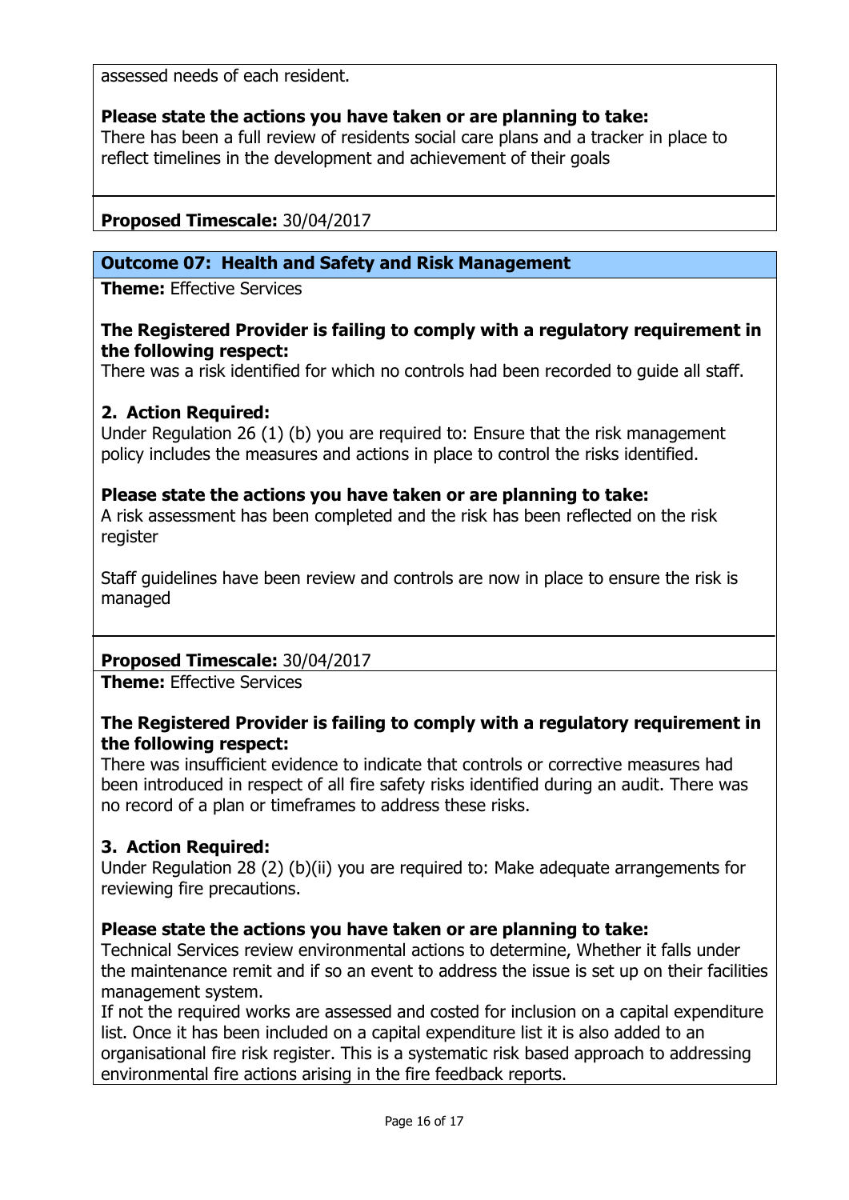assessed needs of each resident.

**Please state the actions you have taken or are planning to take:**
There has been a full review of residents social care plans and a tracker in place to reflect timelines in the development and achievement of their goals

**Proposed Timescale:** 30/04/2017

## Outcome 07: Health and Safety and Risk Management

**Theme:** Effective Services

**The Registered Provider is failing to comply with a regulatory requirement in the following respect:**
There was a risk identified for which no controls had been recorded to guide all staff.

**2. Action Required:**
Under Regulation 26 (1) (b) you are required to: Ensure that the risk management policy includes the measures and actions in place to control the risks identified.

**Please state the actions you have taken or are planning to take:**
A risk assessment has been completed and the risk has been reflected on the risk register

Staff guidelines have been review and controls are now in place to ensure the risk is managed

**Proposed Timescale:** 30/04/2017

**Theme:** Effective Services

**The Registered Provider is failing to comply with a regulatory requirement in the following respect:**
There was insufficient evidence to indicate that controls or corrective measures had been introduced in respect of all fire safety risks identified during an audit. There was no record of a plan or timeframes to address these risks.

**3. Action Required:**
Under Regulation 28 (2) (b)(ii) you are required to: Make adequate arrangements for reviewing fire precautions.

**Please state the actions you have taken or are planning to take:**
Technical Services review environmental actions to determine, Whether it falls under the maintenance remit and if so an event to address the issue is set up on their facilities management system.
If not the required works are assessed and costed for inclusion on a capital expenditure list. Once it has been included on a capital expenditure list it is also added to an organisational fire risk register. This is a systematic risk based approach to addressing environmental fire actions arising in the fire feedback reports.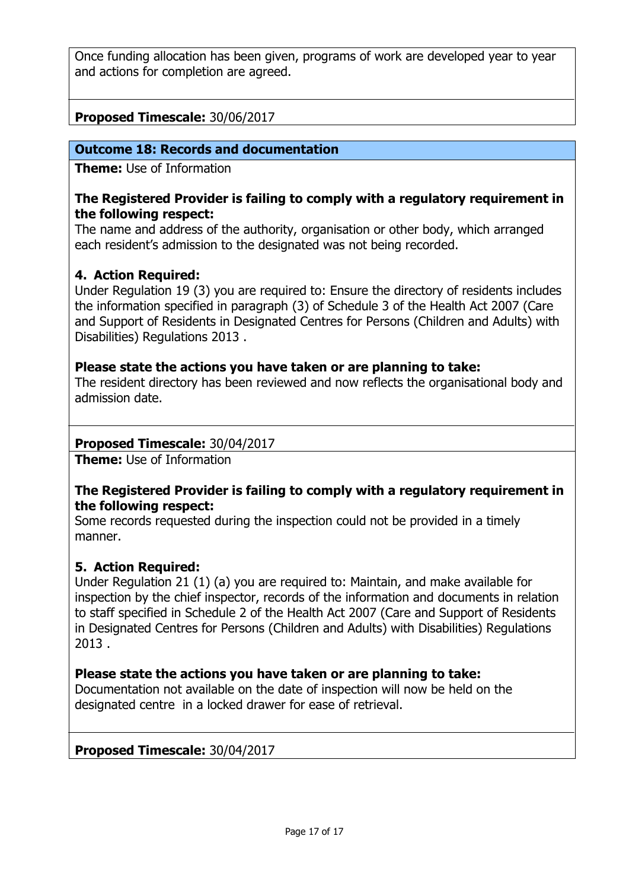Once funding allocation has been given, programs of work are developed year to year and actions for completion are agreed.

**Proposed Timescale:** 30/06/2017

**Outcome 18: Records and documentation**

**Theme:** Use of Information

**The Registered Provider is failing to comply with a regulatory requirement in the following respect:**
The name and address of the authority, organisation or other body, which arranged each resident's admission to the designated was not being recorded.

**4. Action Required:**
Under Regulation 19 (3) you are required to: Ensure the directory of residents includes the information specified in paragraph (3) of Schedule 3 of the Health Act 2007 (Care and Support of Residents in Designated Centres for Persons (Children and Adults) with Disabilities) Regulations 2013 .

**Please state the actions you have taken or are planning to take:**
The resident directory has been reviewed and now reflects the organisational body and admission date.

**Proposed Timescale:** 30/04/2017

**Theme:** Use of Information

**The Registered Provider is failing to comply with a regulatory requirement in the following respect:**
Some records requested during the inspection could not be provided in a timely manner.

**5. Action Required:**
Under Regulation 21 (1) (a) you are required to: Maintain, and make available for inspection by the chief inspector, records of the information and documents in relation to staff specified in Schedule 2 of the Health Act 2007 (Care and Support of Residents in Designated Centres for Persons (Children and Adults) with Disabilities) Regulations 2013 .

**Please state the actions you have taken or are planning to take:**
Documentation not available on the date of inspection will now be held on the designated centre in a locked drawer for ease of retrieval.

**Proposed Timescale:** 30/04/2017